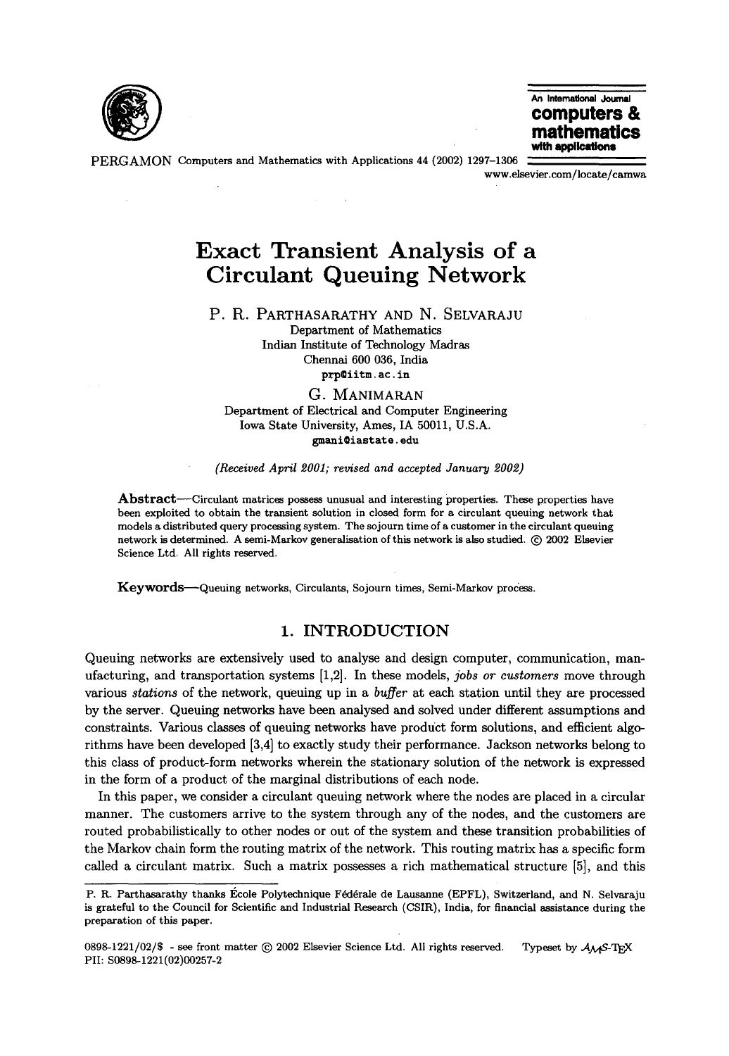# Exact Transient Analysis of a Circulant Queuing Network

P. R. PARTHASARATHY AND N. SELVARAJU
Department of Mathematics
Indian Institute of Technology Madras
Chennai 600 036, India
prp@iitm.ac.in

G. MANIMARAN
Department of Electrical and Computer Engineering
Iowa State University, Ames, IA 50011, U.S.A.
gmani@iastate.edu

*(Received April 2001; revised and accepted January 2002)*

**Abstract**—Circulant matrices possess unusual and interesting properties. These properties have been exploited to obtain the transient solution in closed form for a circulant queuing network that models a distributed query processing system. The sojourn time of a customer in the circulant queuing network is determined. A semi-Markov generalisation of this network is also studied. © 2002 Elsevier Science Ltd. All rights reserved.

**Keywords**—Queuing networks, Circulants, Sojourn times, Semi-Markov process.

## 1. INTRODUCTION

Queuing networks are extensively used to analyse and design computer, communication, manufacturing, and transportation systems [1,2]. In these models, *jobs or customers* move through various *stations* of the network, queuing up in a *buffer* at each station until they are processed by the server. Queuing networks have been analysed and solved under different assumptions and constraints. Various classes of queuing networks have product form solutions, and efficient algorithms have been developed [3,4] to exactly study their performance. Jackson networks belong to this class of product-form networks wherein the stationary solution of the network is expressed in the form of a product of the marginal distributions of each node.

In this paper, we consider a circulant queuing network where the nodes are placed in a circular manner. The customers arrive to the system through any of the nodes, and the customers are routed probabilistically to other nodes or out of the system and these transition probabilities of the Markov chain form the routing matrix of the network. This routing matrix has a specific form called a circulant matrix. Such a matrix possesses a rich mathematical structure [5], and this

P. R. Parthasarathy thanks École Polytechnique Fédérale de Lausanne (EPFL), Switzerland, and N. Selvaraju is grateful to the Council for Scientific and Industrial Research (CSIR), India, for financial assistance during the preparation of this paper.

0898-1221/02/$ - see front matter © 2002 Elsevier Science Ltd. All rights reserved. Typeset by $\mathcal{A}_\mathcal{M}\mathcal{S}$-TEX
PII: S0898-1221(02)00257-2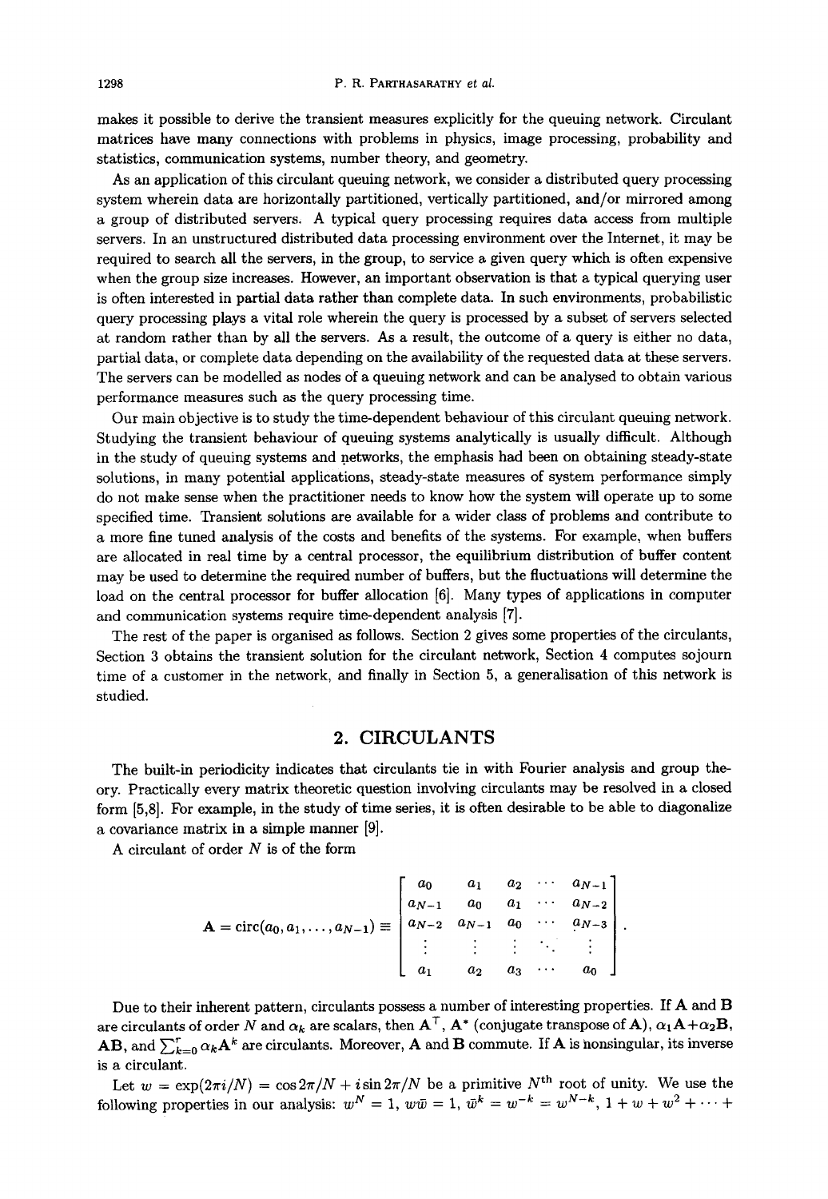makes it possible to derive the transient measures explicitly for the queuing network. Circulant matrices have many connections with problems in physics, image processing, probability and statistics, communication systems, number theory, and geometry.

As an application of this circulant queuing network, we consider a distributed query processing system wherein data are horizontally partitioned, vertically partitioned, and/or mirrored among a group of distributed servers. A typical query processing requires data access from multiple servers. In an unstructured distributed data processing environment over the Internet, it may be required to search all the servers, in the group, to service a given query which is often expensive when the group size increases. However, an important observation is that a typical querying user is often interested in partial data rather than complete data. In such environments, probabilistic query processing plays a vital role wherein the query is processed by a subset of servers selected at random rather than by all the servers. As a result, the outcome of a query is either no data, partial data, or complete data depending on the availability of the requested data at these servers. The servers can be modelled as nodes of a queuing network and can be analysed to obtain various performance measures such as the query processing time.

Our main objective is to study the time-dependent behaviour of this circulant queuing network. Studying the transient behaviour of queuing systems analytically is usually difficult. Although in the study of queuing systems and networks, the emphasis had been on obtaining steady-state solutions, in many potential applications, steady-state measures of system performance simply do not make sense when the practitioner needs to know how the system will operate up to some specified time. Transient solutions are available for a wider class of problems and contribute to a more fine tuned analysis of the costs and benefits of the systems. For example, when buffers are allocated in real time by a central processor, the equilibrium distribution of buffer content may be used to determine the required number of buffers, but the fluctuations will determine the load on the central processor for buffer allocation [6]. Many types of applications in computer and communication systems require time-dependent analysis [7].

The rest of the paper is organised as follows. Section 2 gives some properties of the circulants, Section 3 obtains the transient solution for the circulant network, Section 4 computes sojourn time of a customer in the network, and finally in Section 5, a generalisation of this network is studied.

## 2. CIRCULANTS

The built-in periodicity indicates that circulants tie in with Fourier analysis and group theory. Practically every matrix theoretic question involving circulants may be resolved in a closed form [5,8]. For example, in the study of time series, it is often desirable to be able to diagonalize a covariance matrix in a simple manner [9].

A circulant of order $N$ is of the form

$$\mathbf{A} = \operatorname{circ}(a_0, a_1, \dots, a_{N-1}) \equiv \begin{bmatrix} a_0 & a_1 & a_2 & \cdots & a_{N-1} \\ a_{N-1} & a_0 & a_1 & \cdots & a_{N-2} \\ a_{N-2} & a_{N-1} & a_0 & \cdots & a_{N-3} \\ \vdots & \vdots & \vdots & \ddots & \vdots \\ a_1 & a_2 & a_3 & \cdots & a_0 \end{bmatrix}.$$

Due to their inherent pattern, circulants possess a number of interesting properties. If $\mathbf{A}$ and $\mathbf{B}$ are circulants of order $N$ and $\alpha_k$ are scalars, then $\mathbf{A}^\top$, $\mathbf{A}^*$ (conjugate transpose of $\mathbf{A}$), $\alpha_1\mathbf{A}+\alpha_2\mathbf{B}$, $\mathbf{AB}$, and $\sum_{k=0}^{r} \alpha_k \mathbf{A}^k$ are circulants. Moreover, $\mathbf{A}$ and $\mathbf{B}$ commute. If $\mathbf{A}$ is nonsingular, its inverse is a circulant.

Let $w = \exp(2\pi i/N) = \cos 2\pi/N + i \sin 2\pi/N$ be a primitive $N^{\text{th}}$ root of unity. We use the following properties in our analysis: $w^N = 1$, $w\bar{w} = 1$, $\bar{w}^k = w^{-k} = w^{N-k}$, $1 + w + w^2 + \cdots +$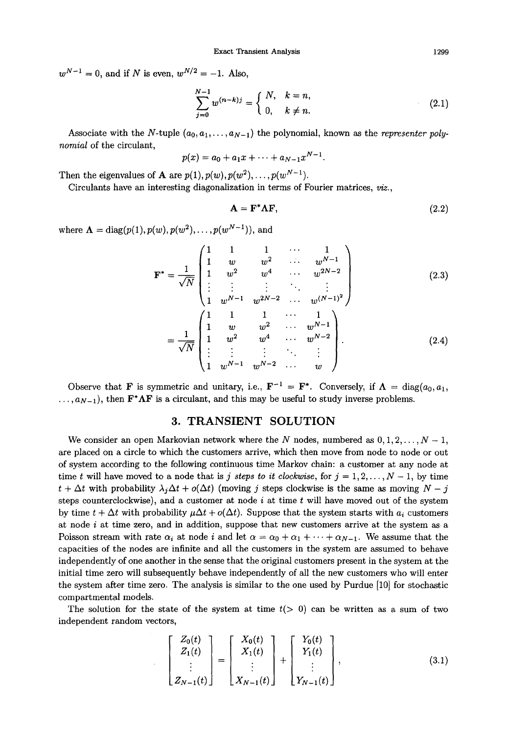$w^{N-1} = 0$, and if $N$ is even, $w^{N/2} = -1$. Also,

$$\sum_{j=0}^{N-1} w^{(n-k)j} = \begin{cases} N, & k = n, \\ 0, & k \neq n. \end{cases} \tag{2.1}$$

Associate with the $N$-tuple $(a_0, a_1, \dots, a_{N-1})$ the polynomial, known as the *representer polynomial* of the circulant,

$$p(x) = a_0 + a_1 x + \cdots + a_{N-1} x^{N-1}.$$

Then the eigenvalues of $\mathbf{A}$ are $p(1), p(w), p(w^2), \dots, p(w^{N-1})$.

Circulants have an interesting diagonalization in terms of Fourier matrices, *viz.*,

$$\mathbf{A} = \mathbf{F}^* \mathbf{\Lambda} \mathbf{F}, \tag{2.2}$$

where $\mathbf{\Lambda} = \mathrm{diag}(p(1), p(w), p(w^2), \dots, p(w^{N-1}))$, and

$$\mathbf{F}^* = \frac{1}{\sqrt{N}} \begin{pmatrix} 1 & 1 & 1 & \cdots & 1 \\ 1 & w & w^2 & \cdots & w^{N-1} \\ 1 & w^2 & w^4 & \cdots & w^{2N-2} \\ \vdots & \vdots & \vdots & \ddots & \vdots \\ 1 & w^{N-1} & w^{2N-2} & \cdots & w^{(N-1)^2} \end{pmatrix} \tag{2.3}$$

$$= \frac{1}{\sqrt{N}} \begin{pmatrix} 1 & 1 & 1 & \cdots & 1 \\ 1 & w & w^2 & \cdots & w^{N-1} \\ 1 & w^2 & w^4 & \cdots & w^{N-2} \\ \vdots & \vdots & \vdots & \ddots & \vdots \\ 1 & w^{N-1} & w^{N-2} & \cdots & w \end{pmatrix}. \tag{2.4}$$

Observe that $\mathbf{F}$ is symmetric and unitary, i.e., $\mathbf{F}^{-1} = \mathbf{F}^*$. Conversely, if $\mathbf{\Lambda} = \mathrm{diag}(a_0, a_1, \dots, a_{N-1})$, then $\mathbf{F}^* \mathbf{\Lambda} \mathbf{F}$ is a circulant, and this may be useful to study inverse problems.

## 3. TRANSIENT SOLUTION

We consider an open Markovian network where the $N$ nodes, numbered as $0, 1, 2, \dots, N-1$, are placed on a circle to which the customers arrive, which then move from node to node or out of system according to the following continuous time Markov chain: a customer at any node at time $t$ will have moved to a node that is $j$ *steps to it clockwise*, for $j = 1, 2, \dots, N-1$, by time $t + \Delta t$ with probability $\lambda_j \Delta t + o(\Delta t)$ (moving $j$ steps clockwise is the same as moving $N - j$ steps counterclockwise), and a customer at node $i$ at time $t$ will have moved out of the system by time $t + \Delta t$ with probability $\mu \Delta t + o(\Delta t)$. Suppose that the system starts with $a_i$ customers at node $i$ at time zero, and in addition, suppose that new customers arrive at the system as a Poisson stream with rate $\alpha_i$ at node $i$ and let $\alpha = \alpha_0 + \alpha_1 + \cdots + \alpha_{N-1}$. We assume that the capacities of the nodes are infinite and all the customers in the system are assumed to behave independently of one another in the sense that the original customers present in the system at the initial time zero will subsequently behave independently of all the new customers who will enter the system after time zero. The analysis is similar to the one used by Purdue [10] for stochastic compartmental models.

The solution for the state of the system at time $t (> 0)$ can be written as a sum of two independent random vectors,

$$\begin{bmatrix} Z_0(t) \\ Z_1(t) \\ \vdots \\ Z_{N-1}(t) \end{bmatrix} = \begin{bmatrix} X_0(t) \\ X_1(t) \\ \vdots \\ X_{N-1}(t) \end{bmatrix} + \begin{bmatrix} Y_0(t) \\ Y_1(t) \\ \vdots \\ Y_{N-1}(t) \end{bmatrix}, \tag{3.1}$$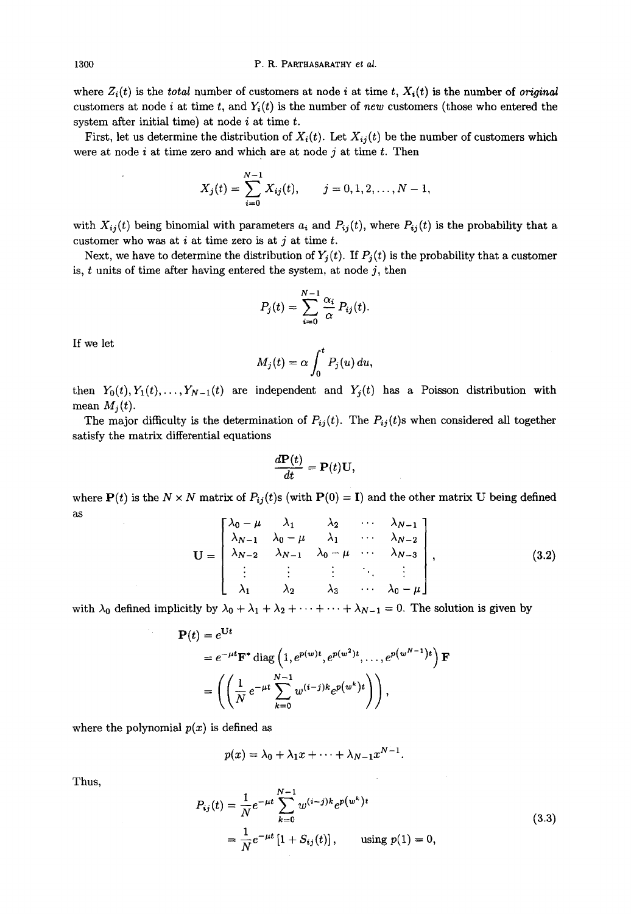where $Z_i(t)$ is the *total* number of customers at node $i$ at time $t$, $X_i(t)$ is the number of *original* customers at node $i$ at time $t$, and $Y_i(t)$ is the number of *new* customers (those who entered the system after initial time) at node $i$ at time $t$.

First, let us determine the distribution of $X_i(t)$. Let $X_{ij}(t)$ be the number of customers which were at node $i$ at time zero and which are at node $j$ at time $t$. Then

$$X_j(t) = \sum_{i=0}^{N-1} X_{ij}(t), \qquad j = 0, 1, 2, \dots, N-1,$$

with $X_{ij}(t)$ being binomial with parameters $a_i$ and $P_{ij}(t)$, where $P_{ij}(t)$ is the probability that a customer who was at $i$ at time zero is at $j$ at time $t$.

Next, we have to determine the distribution of $Y_j(t)$. If $P_j(t)$ is the probability that a customer is, $t$ units of time after having entered the system, at node $j$, then

$$P_j(t) = \sum_{i=0}^{N-1} \frac{\alpha_i}{\alpha} P_{ij}(t).$$

If we let

$$M_j(t) = \alpha \int_0^t P_j(u)\, du,$$

then $Y_0(t), Y_1(t), \dots, Y_{N-1}(t)$ are independent and $Y_j(t)$ has a Poisson distribution with mean $M_j(t)$.

The major difficulty is the determination of $P_{ij}(t)$. The $P_{ij}(t)$s when considered all together satisfy the matrix differential equations

$$\frac{d\mathbf{P}(t)}{dt} = \mathbf{P}(t)\mathbf{U},$$

where $\mathbf{P}(t)$ is the $N \times N$ matrix of $P_{ij}(t)$s (with $\mathbf{P}(0) = \mathbf{I}$) and the other matrix $\mathbf{U}$ being defined as

$$\mathbf{U} = \begin{bmatrix} \lambda_0 - \mu & \lambda_1 & \lambda_2 & \cdots & \lambda_{N-1} \\ \lambda_{N-1} & \lambda_0 - \mu & \lambda_1 & \cdots & \lambda_{N-2} \\ \lambda_{N-2} & \lambda_{N-1} & \lambda_0 - \mu & \cdots & \lambda_{N-3} \\ \vdots & \vdots & \vdots & \ddots & \vdots \\ \lambda_1 & \lambda_2 & \lambda_3 & \cdots & \lambda_0 - \mu \end{bmatrix}, \tag{3.2}$$

with $\lambda_0$ defined implicitly by $\lambda_0 + \lambda_1 + \lambda_2 + \cdots + \cdots + \lambda_{N-1} = 0$. The solution is given by

$$\begin{aligned} \mathbf{P}(t) &= e^{\mathbf{U}t} \\ &= e^{-\mu t} \mathbf{F}^* \operatorname{diag}\left(1, e^{p(w)t}, e^{p(w^2)t}, \dots, e^{p(w^{N-1})t}\right) \mathbf{F} \\ &= \left( \left( \frac{1}{N} e^{-\mu t} \sum_{k=0}^{N-1} w^{(i-j)k} e^{p(w^k)t} \right) \right), \end{aligned}$$

where the polynomial $p(x)$ is defined as

$$p(x) = \lambda_0 + \lambda_1 x + \cdots + \lambda_{N-1} x^{N-1}.$$

Thus,

$$\begin{aligned} P_{ij}(t) &= \frac{1}{N} e^{-\mu t} \sum_{k=0}^{N-1} w^{(i-j)k} e^{p(w^k)t} \\ &= \frac{1}{N} e^{-\mu t} \left[ 1 + S_{ij}(t) \right], \qquad \text{using } p(1) = 0, \end{aligned} \tag{3.3}$$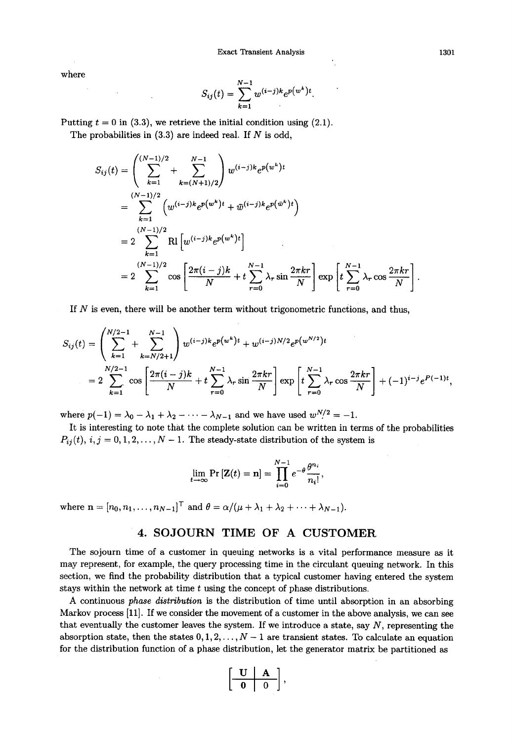where

$$S_{ij}(t) = \sum_{k=1}^{N-1} w^{(i-j)k} e^{p(w^k)t}.$$

Putting $t = 0$ in (3.3), we retrieve the initial condition using (2.1).

The probabilities in (3.3) are indeed real. If $N$ is odd,

$$
\begin{aligned}
S_{ij}(t) &= \left( \sum_{k=1}^{(N-1)/2} + \sum_{k=(N+1)/2}^{N-1} \right) w^{(i-j)k} e^{p(w^k)t} \\
&= \sum_{k=1}^{(N-1)/2} \left( w^{(i-j)k} e^{p(w^k)t} + \bar{w}^{(i-j)k} e^{p(\bar{w}^k)t} \right) \\
&= 2 \sum_{k=1}^{(N-1)/2} \mathrm{Rl}\left[ w^{(i-j)k} e^{p(w^k)t} \right] \\
&= 2 \sum_{k=1}^{(N-1)/2} \cos\left[ \frac{2\pi(i-j)k}{N} + t \sum_{r=0}^{N-1} \lambda_r \sin \frac{2\pi kr}{N} \right] \exp\left[ t \sum_{r=0}^{N-1} \lambda_r \cos \frac{2\pi kr}{N} \right].
\end{aligned}
$$

If $N$ is even, there will be another term without trigonometric functions, and thus,

$$
\begin{aligned}
S_{ij}(t) &= \left( \sum_{k=1}^{N/2-1} + \sum_{k=N/2+1}^{N-1} \right) w^{(i-j)k} e^{p(w^k)t} + w^{(i-j)N/2} e^{p(w^{N/2})t} \\
&= 2 \sum_{k=1}^{N/2-1} \cos\left[ \frac{2\pi(i-j)k}{N} + t \sum_{r=0}^{N-1} \lambda_r \sin \frac{2\pi kr}{N} \right] \exp\left[ t \sum_{r=0}^{N-1} \lambda_r \cos \frac{2\pi kr}{N} \right] + (-1)^{i-j} e^{P(-1)t},
\end{aligned}
$$

where $p(-1) = \lambda_0 - \lambda_1 + \lambda_2 - \cdots - \lambda_{N-1}$ and we have used $w^{N/2} = -1$.

It is interesting to note that the complete solution can be written in terms of the probabilities $P_{ij}(t)$, $i, j = 0, 1, 2, \dots, N-1$. The steady-state distribution of the system is

$$\lim_{t \to \infty} \Pr\left[\mathbf{Z}(t) = \mathbf{n}\right] = \prod_{i=0}^{N-1} e^{-\theta} \frac{\theta^{n_i}}{n_i!},$$

where $\mathbf{n} = [n_0, n_1, \dots, n_{N-1}]^{\mathsf{T}}$ and $\theta = \alpha/(\mu + \lambda_1 + \lambda_2 + \cdots + \lambda_{N-1})$.

## 4. SOJOURN TIME OF A CUSTOMER

The sojourn time of a customer in queuing networks is a vital performance measure as it may represent, for example, the query processing time in the circulant queuing network. In this section, we find the probability distribution that a typical customer having entered the system stays within the network at time $t$ using the concept of phase distributions.

A continuous *phase distribution* is the distribution of time until absorption in an absorbing Markov process [11]. If we consider the movement of a customer in the above analysis, we can see that eventually the customer leaves the system. If we introduce a state, say $N$, representing the absorption state, then the states $0, 1, 2, \dots, N-1$ are transient states. To calculate an equation for the distribution function of a phase distribution, let the generator matrix be partitioned as

$$\left[ \begin{array}{c|c} \mathbf{U} & \mathbf{A} \\ \hline \mathbf{0} & 0 \end{array} \right],$$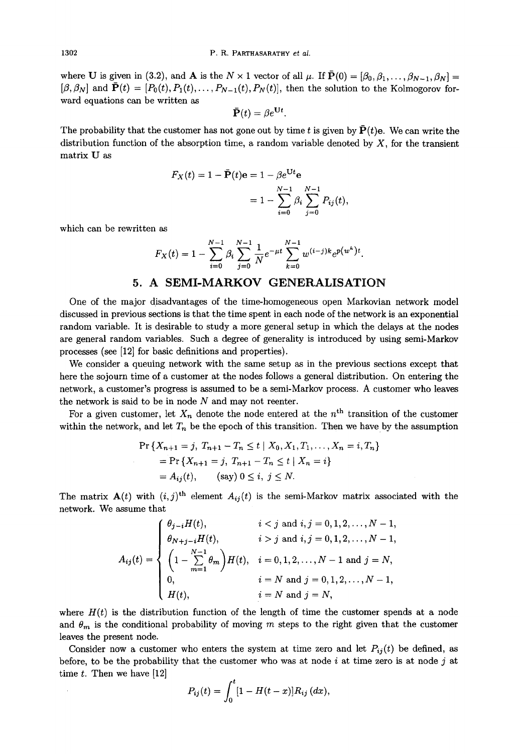where $\mathbf{U}$ is given in (3.2), and $\mathbf{A}$ is the $N \times 1$ vector of all $\mu$. If $\bar{\mathbf{P}}(0) = [\beta_0, \beta_1, \ldots, \beta_{N-1}, \beta_N] = [\beta, \beta_N]$ and $\bar{\mathbf{P}}(t) = [P_0(t), P_1(t), \ldots, P_{N-1}(t), P_N(t)]$, then the solution to the Kolmogorov forward equations can be written as

$$\bar{\mathbf{P}}(t) = \beta e^{\mathbf{U}t}.$$

The probability that the customer has not gone out by time $t$ is given by $\bar{\mathbf{P}}(t)\mathbf{e}$. We can write the distribution function of the absorption time, a random variable denoted by $X$, for the transient matrix $\mathbf{U}$ as

$$\begin{aligned} F_X(t) = 1 - \bar{\mathbf{P}}(t)\mathbf{e} &= 1 - \beta e^{\mathbf{U}t}\mathbf{e} \\ &= 1 - \sum_{i=0}^{N-1} \beta_i \sum_{j=0}^{N-1} P_{ij}(t), \end{aligned}$$

which can be rewritten as

$$F_X(t) = 1 - \sum_{i=0}^{N-1} \beta_i \sum_{j=0}^{N-1} \frac{1}{N} e^{-\mu t} \sum_{k=0}^{N-1} w^{(i-j)k} e^{p(w^k)t}.$$

## 5. A SEMI-MARKOV GENERALISATION

One of the major disadvantages of the time-homogeneous open Markovian network model discussed in previous sections is that the time spent in each node of the network is an exponential random variable. It is desirable to study a more general setup in which the delays at the nodes are general random variables. Such a degree of generality is introduced by using semi-Markov processes (see [12] for basic definitions and properties).

We consider a queuing network with the same setup as in the previous sections except that here the sojourn time of a customer at the nodes follows a general distribution. On entering the network, a customer's progress is assumed to be a semi-Markov process. A customer who leaves the network is said to be in node $N$ and may not reenter.

For a given customer, let $X_n$ denote the node entered at the $n^{\text{th}}$ transition of the customer within the network, and let $T_n$ be the epoch of this transition. Then we have by the assumption

$$\begin{aligned} &\Pr\{X_{n+1} = j,\ T_{n+1} - T_n \le t \mid X_0, X_1, T_1, \ldots, X_n = i, T_n\} \\ &\quad = \Pr\{X_{n+1} = j,\ T_{n+1} - T_n \le t \mid X_n = i\} \\ &\quad = A_{ij}(t), \qquad \text{(say) } 0 \le i,\ j \le N. \end{aligned}$$

The matrix $\mathbf{A}(t)$ with $(i,j)^{\text{th}}$ element $A_{ij}(t)$ is the semi-Markov matrix associated with the network. We assume that

$$A_{ij}(t) = \begin{cases} \theta_{j-i} H(t), & i < j \text{ and } i, j = 0, 1, 2, \ldots, N-1, \\ \theta_{N+j-i} H(t), & i > j \text{ and } i, j = 0, 1, 2, \ldots, N-1, \\ \left(1 - \sum\limits_{m=1}^{N-1} \theta_m\right) H(t), & i = 0, 1, 2, \ldots, N-1 \text{ and } j = N, \\ 0, & i = N \text{ and } j = 0, 1, 2, \ldots, N-1, \\ H(t), & i = N \text{ and } j = N, \end{cases}$$

where $H(t)$ is the distribution function of the length of time the customer spends at a node and $\theta_m$ is the conditional probability of moving $m$ steps to the right given that the customer leaves the present node.

Consider now a customer who enters the system at time zero and let $P_{ij}(t)$ be defined, as before, to be the probability that the customer who was at node $i$ at time zero is at node $j$ at time $t$. Then we have [12]

$$P_{ij}(t) = \int_0^t [1 - H(t-x)] R_{ij}(dx),$$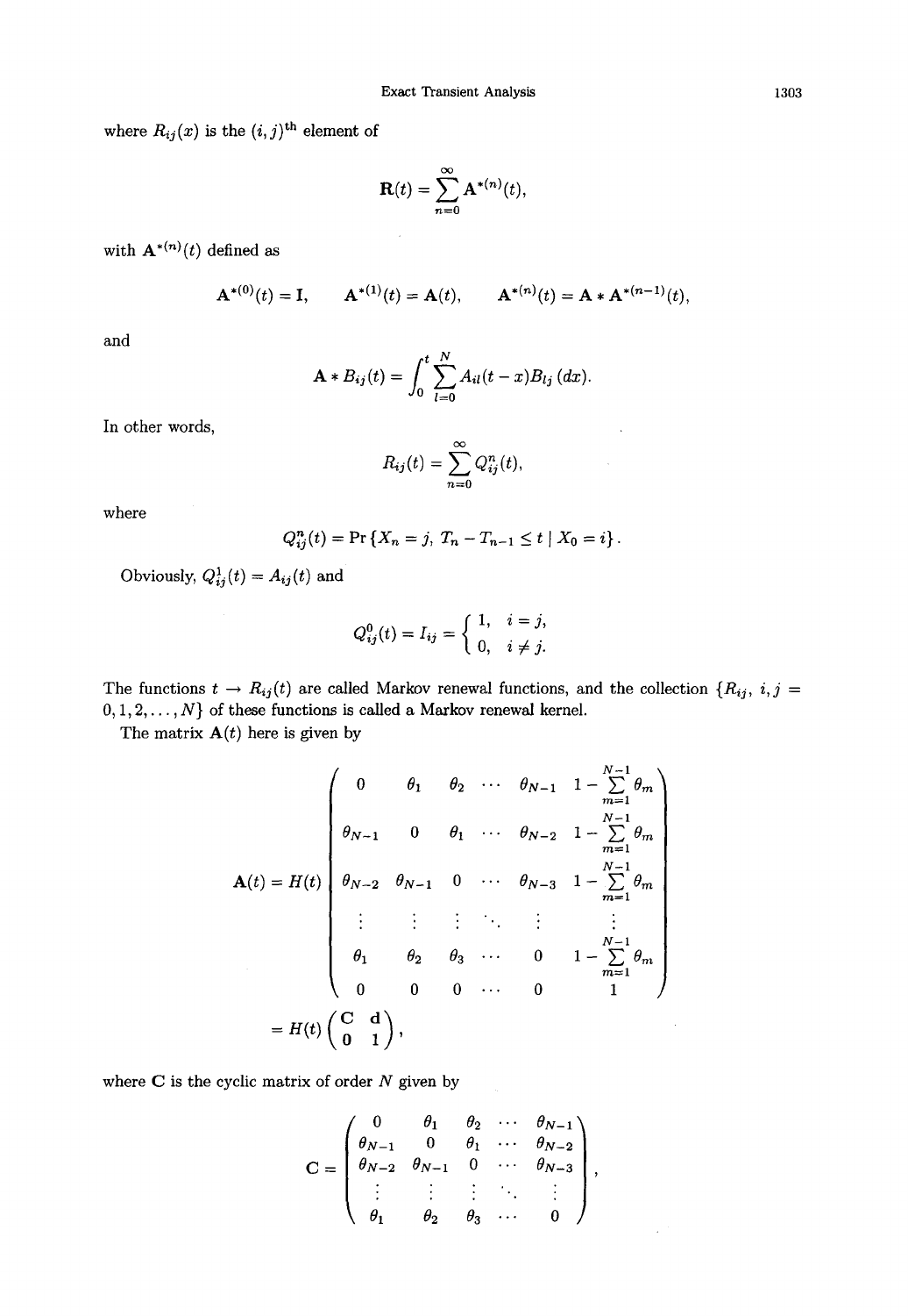where $R_{ij}(x)$ is the $(i,j)^{\text{th}}$ element of

$$\mathbf{R}(t) = \sum_{n=0}^{\infty} \mathbf{A}^{*(n)}(t),$$

with $\mathbf{A}^{*(n)}(t)$ defined as

$$\mathbf{A}^{*(0)}(t) = \mathbf{I}, \qquad \mathbf{A}^{*(1)}(t) = \mathbf{A}(t), \qquad \mathbf{A}^{*(n)}(t) = \mathbf{A} * \mathbf{A}^{*(n-1)}(t),$$

and

$$\mathbf{A} * B_{ij}(t) = \int_0^t \sum_{l=0}^{N} A_{il}(t-x) B_{lj}(dx).$$

In other words,

$$R_{ij}(t) = \sum_{n=0}^{\infty} Q_{ij}^n(t),$$

where

$$Q_{ij}^n(t) = \Pr\{X_n = j,\ T_n - T_{n-1} \le t \mid X_0 = i\}.$$

Obviously, $Q_{ij}^1(t) = A_{ij}(t)$ and

$$Q_{ij}^0(t) = I_{ij} = \begin{cases} 1, & i = j, \\ 0, & i \neq j. \end{cases}$$

The functions $t \to R_{ij}(t)$ are called Markov renewal functions, and the collection $\{R_{ij},\ i,j = 0,1,2,\dots,N\}$ of these functions is called a Markov renewal kernel.

The matrix $\mathbf{A}(t)$ here is given by

$$\mathbf{A}(t) = H(t) \begin{pmatrix} 0 & \theta_1 & \theta_2 & \cdots & \theta_{N-1} & 1 - \sum\limits_{m=1}^{N-1} \theta_m \\ \theta_{N-1} & 0 & \theta_1 & \cdots & \theta_{N-2} & 1 - \sum\limits_{m=1}^{N-1} \theta_m \\ \theta_{N-2} & \theta_{N-1} & 0 & \cdots & \theta_{N-3} & 1 - \sum\limits_{m=1}^{N-1} \theta_m \\ \vdots & \vdots & \vdots & \ddots & \vdots & \vdots \\ \theta_1 & \theta_2 & \theta_3 & \cdots & 0 & 1 - \sum\limits_{m=1}^{N-1} \theta_m \\ 0 & 0 & 0 & \cdots & 0 & 1 \end{pmatrix}$$

$$= H(t) \begin{pmatrix} \mathbf{C} & \mathbf{d} \\ \mathbf{0} & 1 \end{pmatrix},$$

where $\mathbf{C}$ is the cyclic matrix of order $N$ given by

$$\mathbf{C} = \begin{pmatrix} 0 & \theta_1 & \theta_2 & \cdots & \theta_{N-1} \\ \theta_{N-1} & 0 & \theta_1 & \cdots & \theta_{N-2} \\ \theta_{N-2} & \theta_{N-1} & 0 & \cdots & \theta_{N-3} \\ \vdots & \vdots & \vdots & \ddots & \vdots \\ \theta_1 & \theta_2 & \theta_3 & \cdots & 0 \end{pmatrix},$$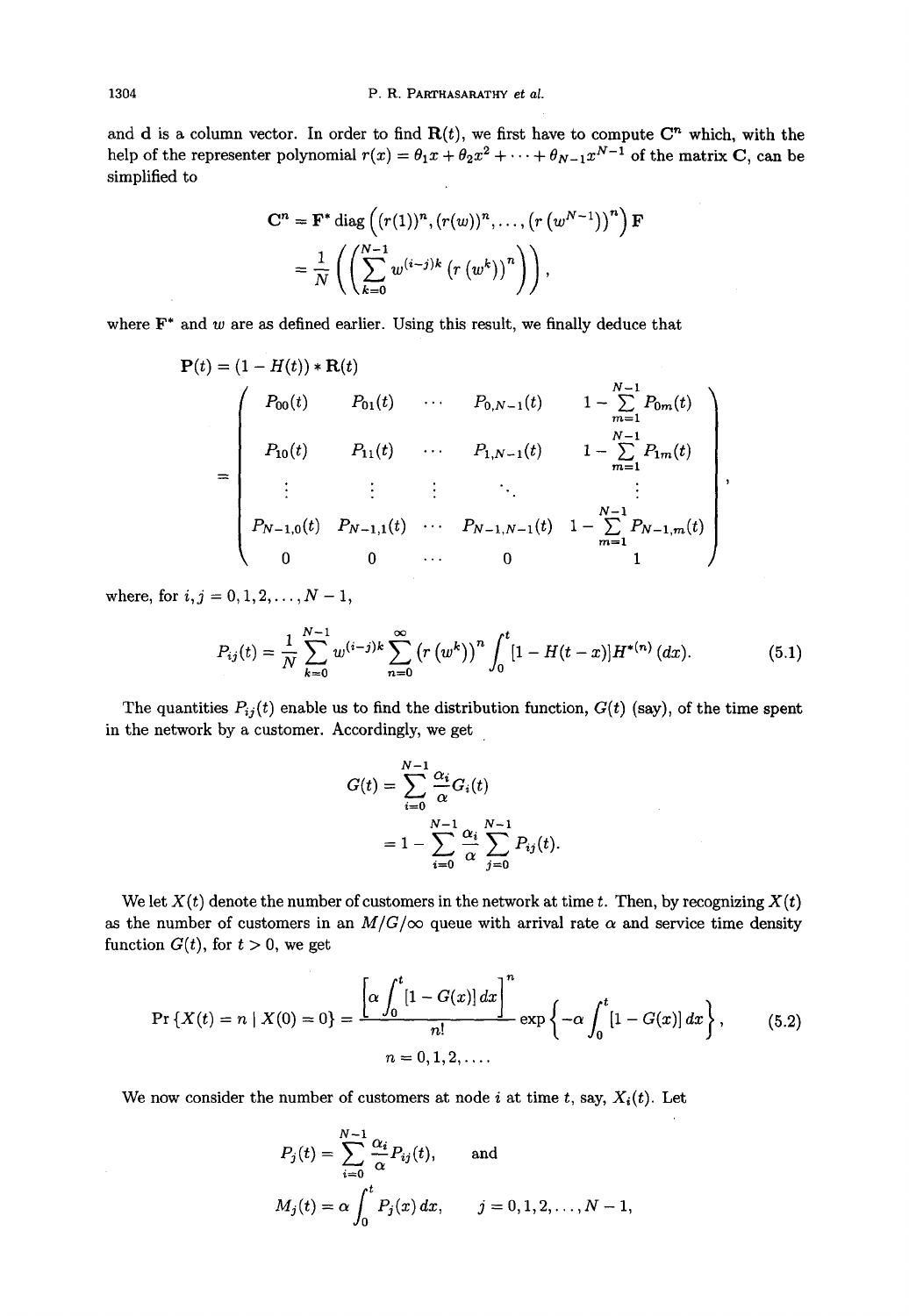and $\mathbf{d}$ is a column vector. In order to find $\mathbf{R}(t)$, we first have to compute $\mathbf{C}^n$ which, with the help of the representer polynomial $r(x) = \theta_1 x + \theta_2 x^2 + \cdots + \theta_{N-1} x^{N-1}$ of the matrix $\mathbf{C}$, can be simplified to

$$\mathbf{C}^n = \mathbf{F}^* \operatorname{diag}\left((r(1))^n, (r(w))^n, \ldots, \left(r\left(w^{N-1}\right)\right)^n\right) \mathbf{F}$$
$$= \frac{1}{N}\left(\left(\sum_{k=0}^{N-1} w^{(i-j)k} \left(r\left(w^k\right)\right)^n\right)\right),$$

where $\mathbf{F}^*$ and $w$ are as defined earlier. Using this result, we finally deduce that

$$\mathbf{P}(t) = (1 - H(t)) * \mathbf{R}(t)$$
$$= \begin{pmatrix} P_{00}(t) & P_{01}(t) & \cdots & P_{0,N-1}(t) & 1 - \sum_{m=1}^{N-1} P_{0m}(t) \\ P_{10}(t) & P_{11}(t) & \cdots & P_{1,N-1}(t) & 1 - \sum_{m=1}^{N-1} P_{1m}(t) \\ \vdots & \vdots & \vdots & \ddots & \vdots \\ P_{N-1,0}(t) & P_{N-1,1}(t) & \cdots & P_{N-1,N-1}(t) & 1 - \sum_{m=1}^{N-1} P_{N-1,m}(t) \\ 0 & 0 & \cdots & 0 & 1 \end{pmatrix},$$

where, for $i, j = 0, 1, 2, \ldots, N-1$,

$$P_{ij}(t) = \frac{1}{N} \sum_{k=0}^{N-1} w^{(i-j)k} \sum_{n=0}^{\infty} \left(r\left(w^k\right)\right)^n \int_0^t [1 - H(t-x)] H^{*(n)}(dx). \tag{5.1}$$

The quantities $P_{ij}(t)$ enable us to find the distribution function, $G(t)$ (say), of the time spent in the network by a customer. Accordingly, we get

$$G(t) = \sum_{i=0}^{N-1} \frac{\alpha_i}{\alpha} G_i(t)$$
$$= 1 - \sum_{i=0}^{N-1} \frac{\alpha_i}{\alpha} \sum_{j=0}^{N-1} P_{ij}(t).$$

We let $X(t)$ denote the number of customers in the network at time $t$. Then, by recognizing $X(t)$ as the number of customers in an $M/G/\infty$ queue with arrival rate $\alpha$ and service time density function $G(t)$, for $t > 0$, we get

$$\Pr\{X(t) = n \mid X(0) = 0\} = \frac{\left[\alpha \int_0^t [1 - G(x)]\, dx\right]^n}{n!} \exp\left\{-\alpha \int_0^t [1 - G(x)]\, dx\right\}, \tag{5.2}$$
$$n = 0, 1, 2, \ldots.$$

We now consider the number of customers at node $i$ at time $t$, say, $X_i(t)$. Let

$$P_j(t) = \sum_{i=0}^{N-1} \frac{\alpha_i}{\alpha} P_{ij}(t), \quad \text{and}$$
$$M_j(t) = \alpha \int_0^t P_j(x)\, dx, \quad j = 0, 1, 2, \ldots, N-1,$$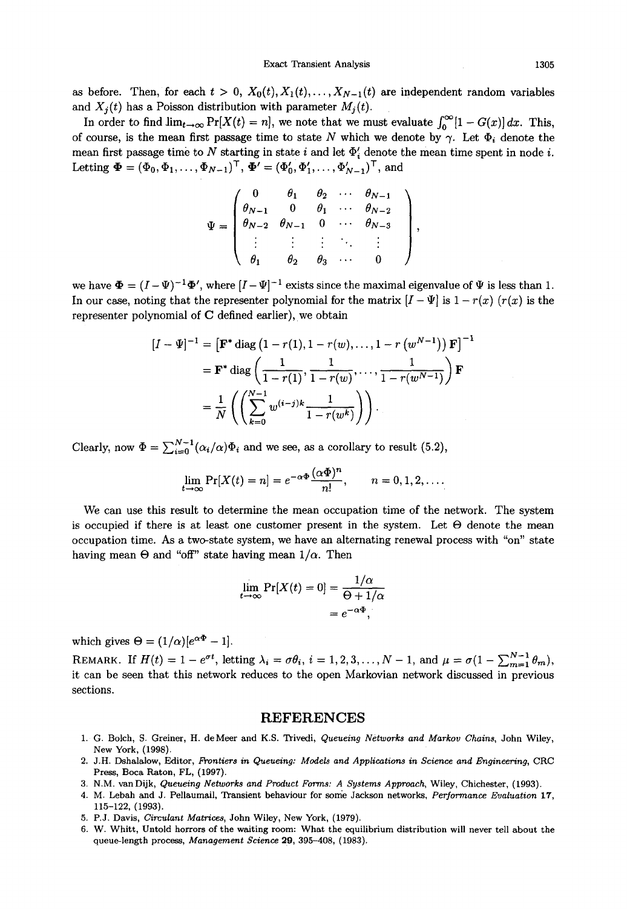as before. Then, for each $t > 0$, $X_0(t), X_1(t), \ldots, X_{N-1}(t)$ are independent random variables and $X_j(t)$ has a Poisson distribution with parameter $M_j(t)$.

In order to find $\lim_{t\to\infty} \Pr[X(t) = n]$, we note that we must evaluate $\int_0^\infty [1 - G(x)]\, dx$. This, of course, is the mean first passage time to state $N$ which we denote by $\gamma$. Let $\Phi_i$ denote the mean first passage time to $N$ starting in state $i$ and let $\Phi_i'$ denote the mean time spent in node $i$. Letting $\mathbf{\Phi} = (\Phi_0, \Phi_1, \ldots, \Phi_{N-1})^\top$, $\mathbf{\Phi}' = (\Phi_0', \Phi_1', \ldots, \Phi_{N-1}')^\top$, and

$$\Psi = \begin{pmatrix} 0 & \theta_1 & \theta_2 & \cdots & \theta_{N-1} \\ \theta_{N-1} & 0 & \theta_1 & \cdots & \theta_{N-2} \\ \theta_{N-2} & \theta_{N-1} & 0 & \cdots & \theta_{N-3} \\ \vdots & \vdots & \vdots & \ddots & \vdots \\ \theta_1 & \theta_2 & \theta_3 & \cdots & 0 \end{pmatrix},$$

we have $\mathbf{\Phi} = (I - \Psi)^{-1}\mathbf{\Phi}'$, where $[I - \Psi]^{-1}$ exists since the maximal eigenvalue of $\Psi$ is less than 1. In our case, noting that the representer polynomial for the matrix $[I - \Psi]$ is $1 - r(x)$ ($r(x)$ is the representer polynomial of $\mathbf{C}$ defined earlier), we obtain

$$\begin{aligned}
[I - \Psi]^{-1} &= \left[\mathbf{F}^* \operatorname{diag}\left(1 - r(1), 1 - r(w), \ldots, 1 - r\left(w^{N-1}\right)\right) \mathbf{F}\right]^{-1} \\
&= \mathbf{F}^* \operatorname{diag}\left(\frac{1}{1 - r(1)}, \frac{1}{1 - r(w)}, \ldots, \frac{1}{1 - r(w^{N-1})}\right) \mathbf{F} \\
&= \frac{1}{N}\left(\left(\sum_{k=0}^{N-1} w^{(i-j)k} \frac{1}{1 - r(w^k)}\right)\right).
\end{aligned}$$

Clearly, now $\Phi = \sum_{i=0}^{N-1} (\alpha_i/\alpha)\Phi_i$ and we see, as a corollary to result (5.2),

$$\lim_{t\to\infty} \Pr[X(t) = n] = e^{-\alpha\Phi} \frac{(\alpha\Phi)^n}{n!}, \qquad n = 0, 1, 2, \ldots.$$

We can use this result to determine the mean occupation time of the network. The system is occupied if there is at least one customer present in the system. Let $\Theta$ denote the mean occupation time. As a two-state system, we have an alternating renewal process with "on" state having mean $\Theta$ and "off" state having mean $1/\alpha$. Then

$$\begin{aligned}
\lim_{t\to\infty} \Pr[X(t) = 0] &= \frac{1/\alpha}{\Theta + 1/\alpha} \\
&= e^{-\alpha\Phi},
\end{aligned}$$

which gives $\Theta = (1/\alpha)[e^{\alpha\Phi} - 1]$.

REMARK. If $H(t) = 1 - e^{\sigma t}$, letting $\lambda_i = \sigma\theta_i$, $i = 1, 2, 3, \ldots, N-1$, and $\mu = \sigma(1 - \sum_{m=1}^{N-1} \theta_m)$, it can be seen that this network reduces to the open Markovian network discussed in previous sections.

## REFERENCES

1. G. Bolch, S. Greiner, H. de Meer and K.S. Trivedi, *Queueing Networks and Markov Chains*, John Wiley, New York, (1998).
2. J.H. Dshalalow, Editor, *Frontiers in Queueing: Models and Applications in Science and Engineering*, CRC Press, Boca Raton, FL, (1997).
3. N.M. van Dijk, *Queueing Networks and Product Forms: A Systems Approach*, Wiley, Chichester, (1993).
4. M. Lebah and J. Pellaumail, Transient behaviour for some Jackson networks, *Performance Evaluation* **17**, 115–122, (1993).
5. P.J. Davis, *Circulant Matrices*, John Wiley, New York, (1979).
6. W. Whitt, Untold horrors of the waiting room: What the equilibrium distribution will never tell about the queue-length process, *Management Science* **29**, 395–408, (1983).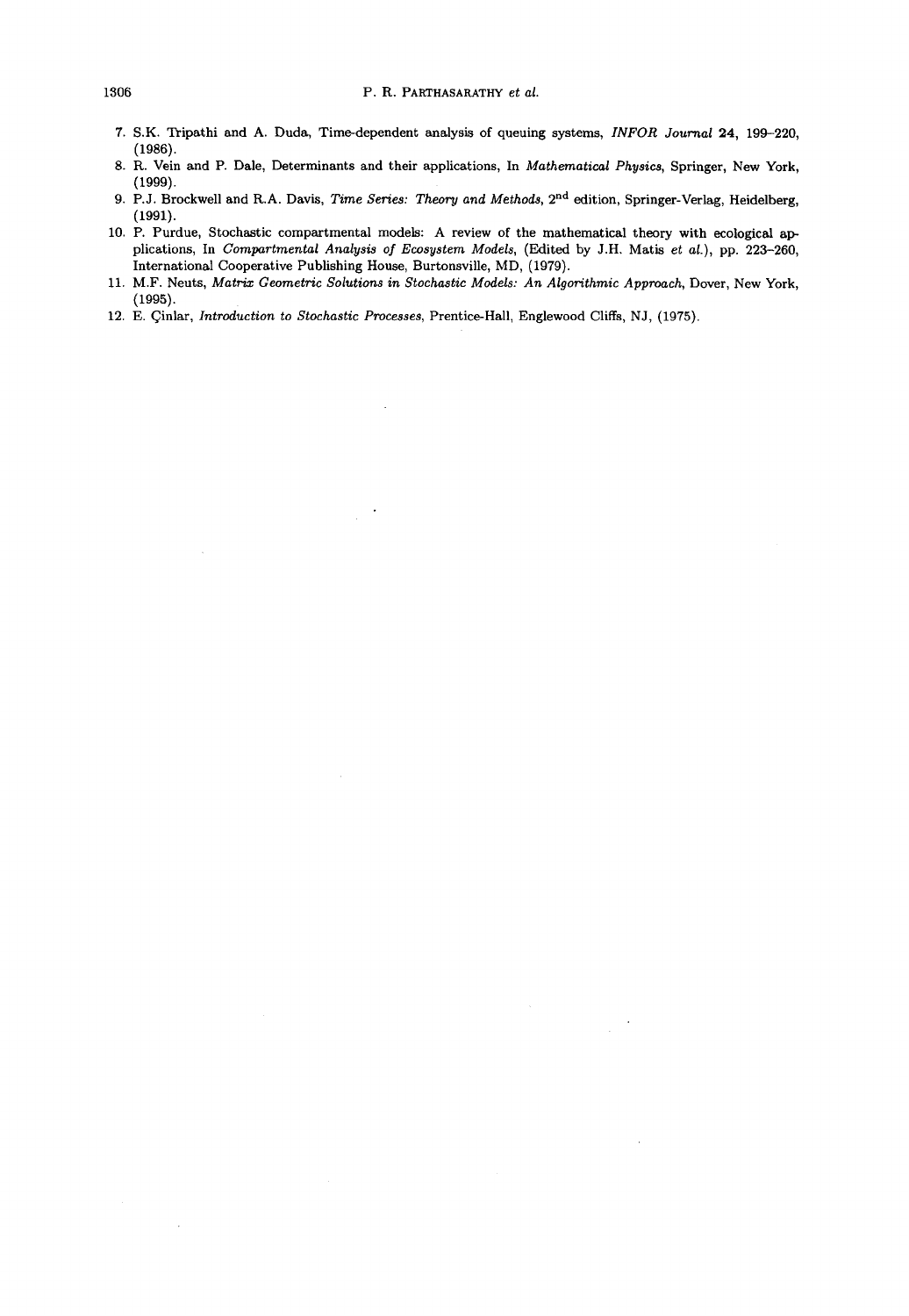7. S.K. Tripathi and A. Duda, Time-dependent analysis of queuing systems, *INFOR Journal* **24**, 199–220, (1986).
8. R. Vein and P. Dale, Determinants and their applications, In *Mathematical Physics*, Springer, New York, (1999).
9. P.J. Brockwell and R.A. Davis, *Time Series: Theory and Methods*, 2nd edition, Springer-Verlag, Heidelberg, (1991).
10. P. Purdue, Stochastic compartmental models: A review of the mathematical theory with ecological applications, In *Compartmental Analysis of Ecosystem Models*, (Edited by J.H. Matis *et al.*), pp. 223–260, International Cooperative Publishing House, Burtonsville, MD, (1979).
11. M.F. Neuts, *Matrix Geometric Solutions in Stochastic Models: An Algorithmic Approach*, Dover, New York, (1995).
12. E. Çinlar, *Introduction to Stochastic Processes*, Prentice-Hall, Englewood Cliffs, NJ, (1975).